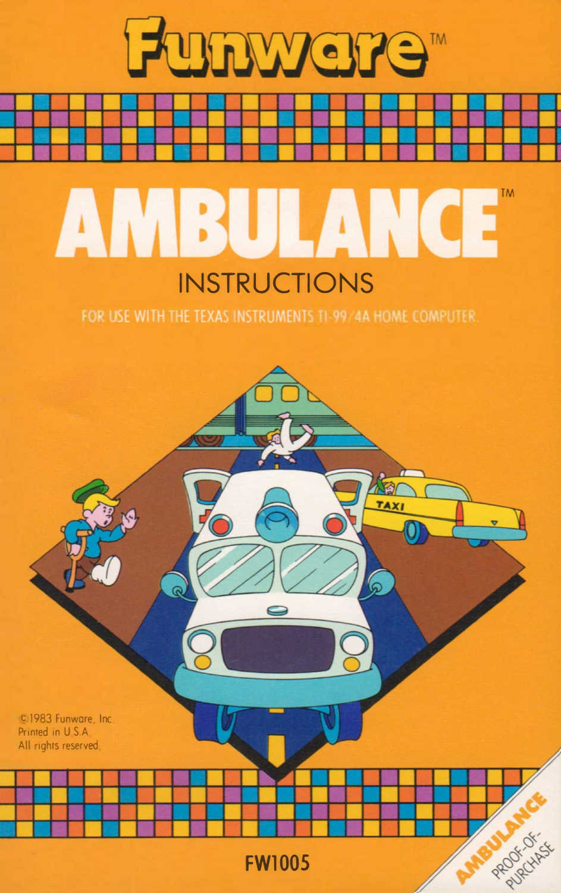# Funware™

# AMBULANCE™

## INSTRUCTIONS

FOR USE WITH THE TEXAS INSTRUMENTS TI-99/4A HOME COMPUTER.

©1983 Funware, Inc.
Printed in U.S.A.
All rights reserved.

AMBULANCE PROOF-OF-PURCHASE

FW1005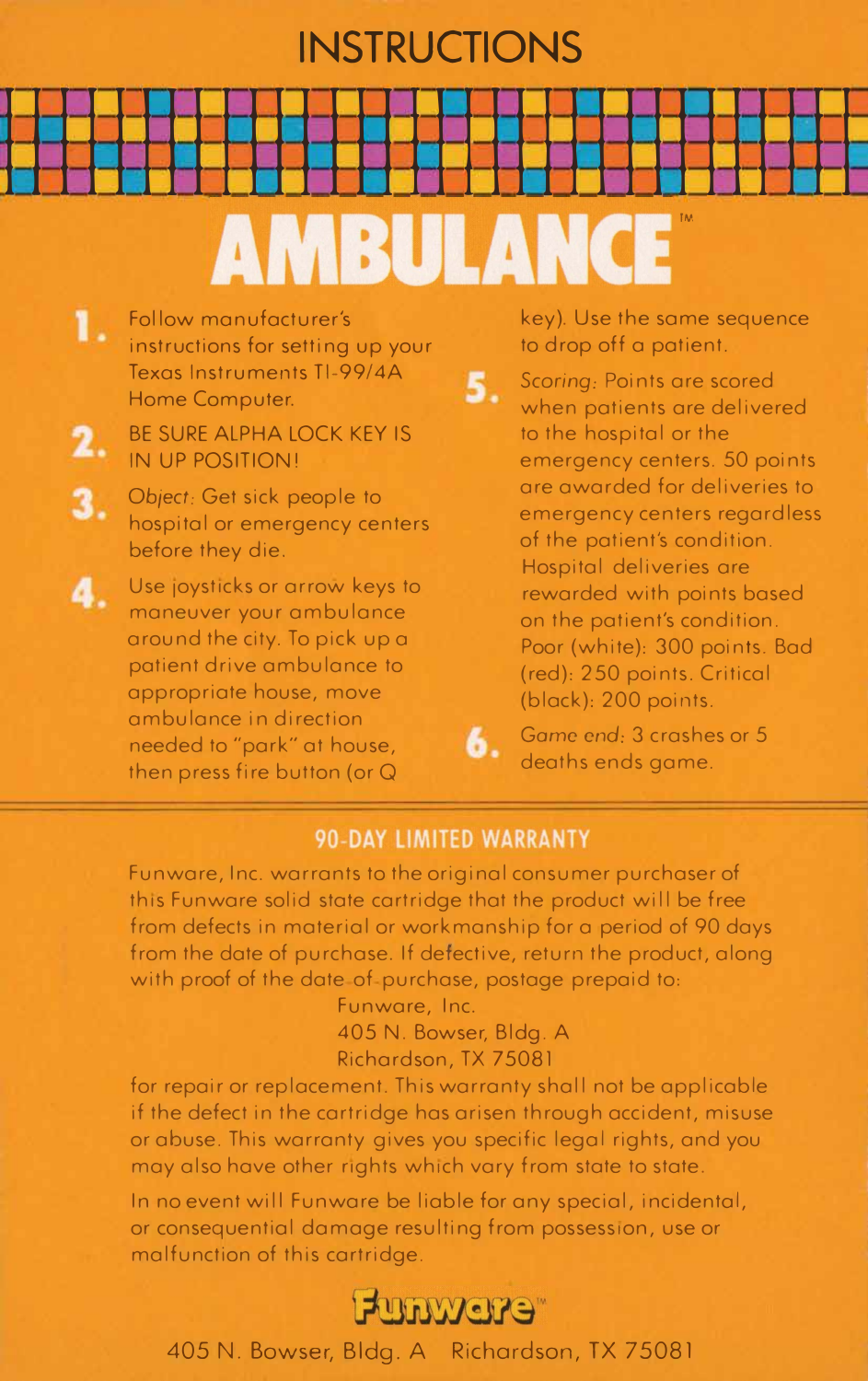# INSTRUCTIONS

# AMBULANCE™

1. Follow manufacturer's instructions for setting up your Texas Instruments TI-99/4A Home Computer.
2. BE SURE ALPHA LOCK KEY IS IN UP POSITION!
3. *Object:* Get sick people to hospital or emergency centers before they die.
4. Use joysticks or arrow keys to maneuver your ambulance around the city. To pick up a patient drive ambulance to appropriate house, move ambulance in direction needed to "park" at house, then press fire button (or Q key). Use the same sequence to drop off a patient.
5. *Scoring:* Points are scored when patients are delivered to the hospital or the emergency centers. 50 points are awarded for deliveries to emergency centers regardless of the patient's condition. Hospital deliveries are rewarded with points based on the patient's condition. Poor (white): 300 points. Bad (red): 250 points. Critical (black): 200 points.
6. *Game end:* 3 crashes or 5 deaths ends game.

## 90-DAY LIMITED WARRANTY

Funware, Inc. warrants to the original consumer purchaser of this Funware solid state cartridge that the product will be free from defects in material or workmanship for a period of 90 days from the date of purchase. If defective, return the product, along with proof of the date-of-purchase, postage prepaid to:

Funware, Inc.
405 N. Bowser, Bldg. A
Richardson, TX 75081

for repair or replacement. This warranty shall not be applicable if the defect in the cartridge has arisen through accident, misuse or abuse. This warranty gives you specific legal rights, and you may also have other rights which vary from state to state.

In no event will Funware be liable for any special, incidental, or consequential damage resulting from possession, use or malfunction of this cartridge.

**Funware™**

405 N. Bowser, Bldg. A Richardson, TX 75081